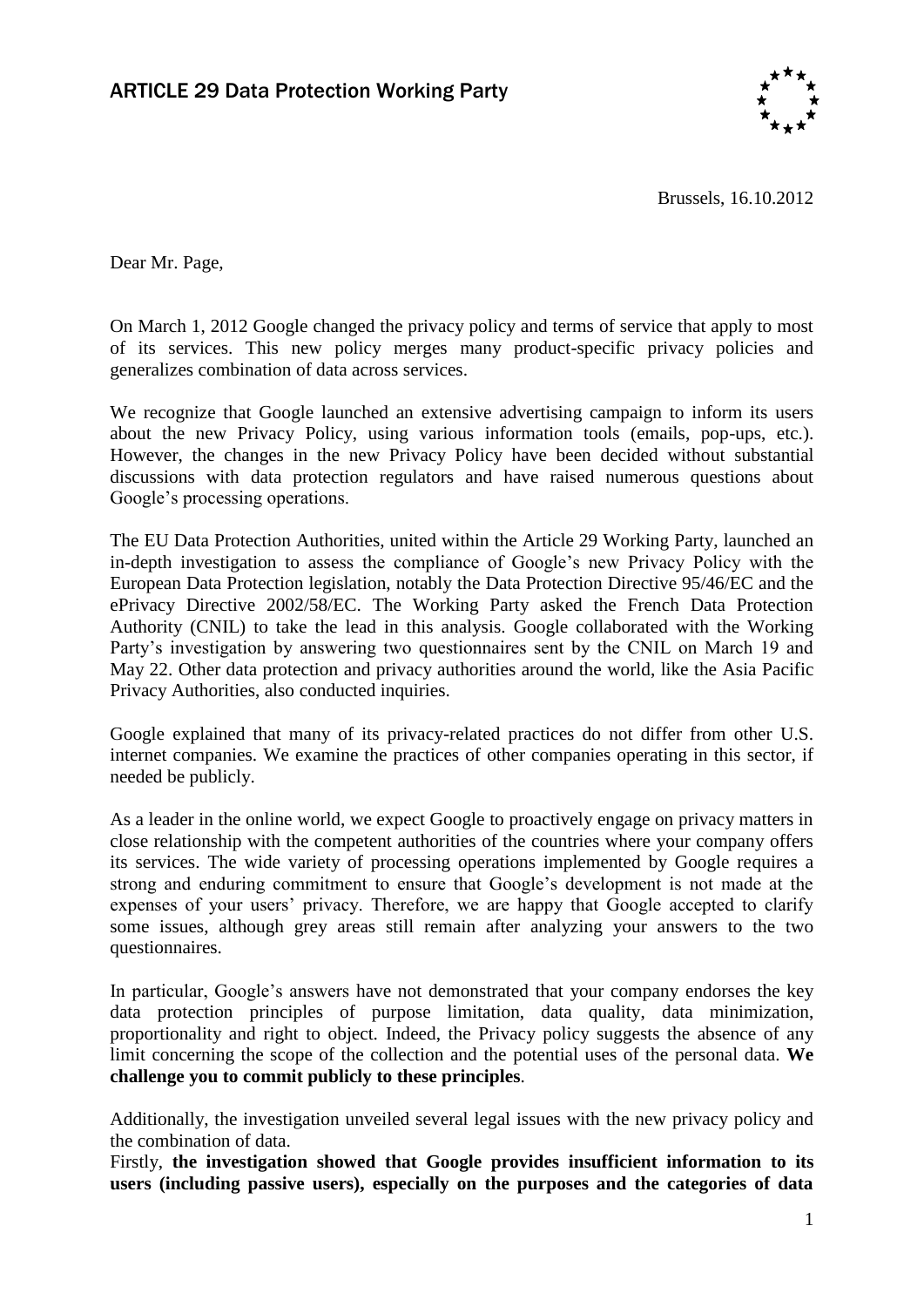# ARTICLE 29 Data Protection Working Party

Brussels, 16.10.2012

Dear Mr. Page,

On March 1, 2012 Google changed the privacy policy and terms of service that apply to most of its services. This new policy merges many product-specific privacy policies and generalizes combination of data across services.

We recognize that Google launched an extensive advertising campaign to inform its users about the new Privacy Policy, using various information tools (emails, pop-ups, etc.). However, the changes in the new Privacy Policy have been decided without substantial discussions with data protection regulators and have raised numerous questions about Google's processing operations.

The EU Data Protection Authorities, united within the Article 29 Working Party, launched an in-depth investigation to assess the compliance of Google's new Privacy Policy with the European Data Protection legislation, notably the Data Protection Directive 95/46/EC and the ePrivacy Directive 2002/58/EC. The Working Party asked the French Data Protection Authority (CNIL) to take the lead in this analysis. Google collaborated with the Working Party's investigation by answering two questionnaires sent by the CNIL on March 19 and May 22. Other data protection and privacy authorities around the world, like the Asia Pacific Privacy Authorities, also conducted inquiries.

Google explained that many of its privacy-related practices do not differ from other U.S. internet companies. We examine the practices of other companies operating in this sector, if needed be publicly.

As a leader in the online world, we expect Google to proactively engage on privacy matters in close relationship with the competent authorities of the countries where your company offers its services. The wide variety of processing operations implemented by Google requires a strong and enduring commitment to ensure that Google's development is not made at the expenses of your users' privacy. Therefore, we are happy that Google accepted to clarify some issues, although grey areas still remain after analyzing your answers to the two questionnaires.

In particular, Google's answers have not demonstrated that your company endorses the key data protection principles of purpose limitation, data quality, data minimization, proportionality and right to object. Indeed, the Privacy policy suggests the absence of any limit concerning the scope of the collection and the potential uses of the personal data. **We challenge you to commit publicly to these principles**.

Additionally, the investigation unveiled several legal issues with the new privacy policy and the combination of data.

Firstly, **the investigation showed that Google provides insufficient information to its users (including passive users), especially on the purposes and the categories of data**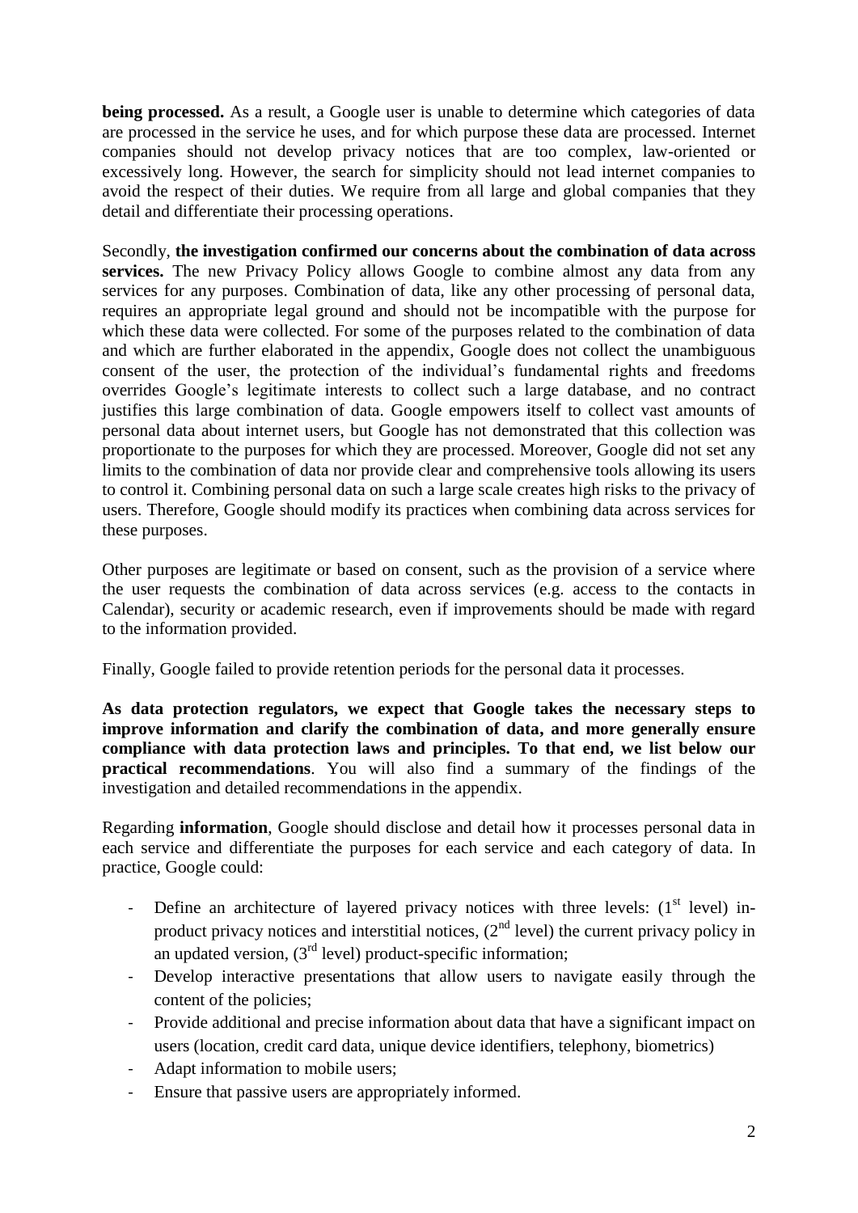**being processed.** As a result, a Google user is unable to determine which categories of data are processed in the service he uses, and for which purpose these data are processed. Internet companies should not develop privacy notices that are too complex, law-oriented or excessively long. However, the search for simplicity should not lead internet companies to avoid the respect of their duties. We require from all large and global companies that they detail and differentiate their processing operations.

Secondly, **the investigation confirmed our concerns about the combination of data across services.** The new Privacy Policy allows Google to combine almost any data from any services for any purposes. Combination of data, like any other processing of personal data, requires an appropriate legal ground and should not be incompatible with the purpose for which these data were collected. For some of the purposes related to the combination of data and which are further elaborated in the appendix, Google does not collect the unambiguous consent of the user, the protection of the individual's fundamental rights and freedoms overrides Google's legitimate interests to collect such a large database, and no contract justifies this large combination of data. Google empowers itself to collect vast amounts of personal data about internet users, but Google has not demonstrated that this collection was proportionate to the purposes for which they are processed. Moreover, Google did not set any limits to the combination of data nor provide clear and comprehensive tools allowing its users to control it. Combining personal data on such a large scale creates high risks to the privacy of users. Therefore, Google should modify its practices when combining data across services for these purposes.

Other purposes are legitimate or based on consent, such as the provision of a service where the user requests the combination of data across services (e.g. access to the contacts in Calendar), security or academic research, even if improvements should be made with regard to the information provided.

Finally, Google failed to provide retention periods for the personal data it processes.

**As data protection regulators, we expect that Google takes the necessary steps to improve information and clarify the combination of data, and more generally ensure compliance with data protection laws and principles. To that end, we list below our practical recommendations**. You will also find a summary of the findings of the investigation and detailed recommendations in the appendix.

Regarding **information**, Google should disclose and detail how it processes personal data in each service and differentiate the purposes for each service and each category of data. In practice, Google could:

- Define an architecture of layered privacy notices with three levels: (1st level) in-product privacy notices and interstitial notices, (2nd level) the current privacy policy in an updated version, (3rd level) product-specific information;
- Develop interactive presentations that allow users to navigate easily through the content of the policies;
- Provide additional and precise information about data that have a significant impact on users (location, credit card data, unique device identifiers, telephony, biometrics)
- Adapt information to mobile users;
- Ensure that passive users are appropriately informed.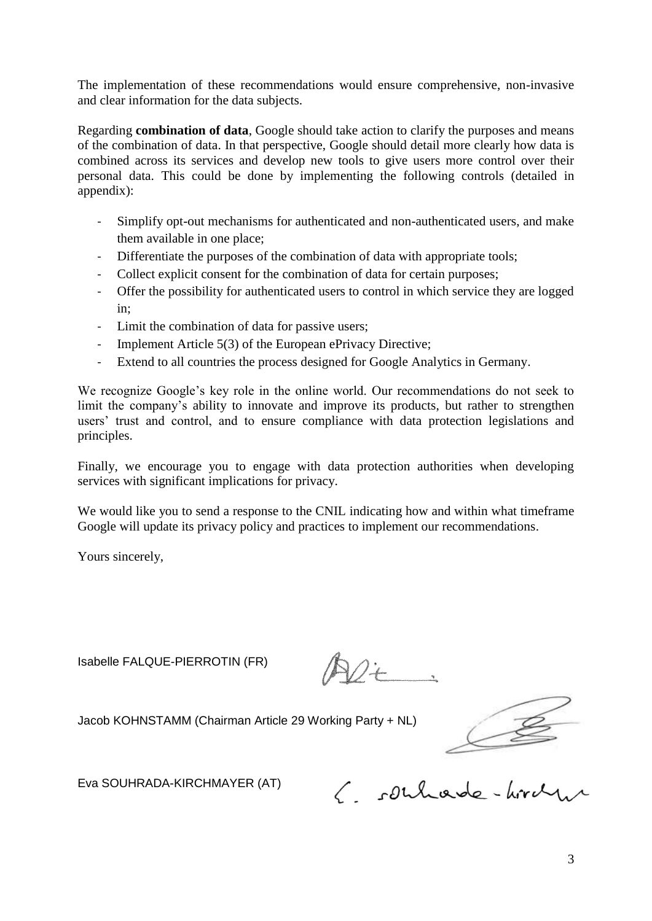The implementation of these recommendations would ensure comprehensive, non-invasive and clear information for the data subjects.

Regarding **combination of data**, Google should take action to clarify the purposes and means of the combination of data. In that perspective, Google should detail more clearly how data is combined across its services and develop new tools to give users more control over their personal data. This could be done by implementing the following controls (detailed in appendix):

- Simplify opt-out mechanisms for authenticated and non-authenticated users, and make them available in one place;
- Differentiate the purposes of the combination of data with appropriate tools;
- Collect explicit consent for the combination of data for certain purposes;
- Offer the possibility for authenticated users to control in which service they are logged in;
- Limit the combination of data for passive users;
- Implement Article 5(3) of the European ePrivacy Directive;
- Extend to all countries the process designed for Google Analytics in Germany.

We recognize Google's key role in the online world. Our recommendations do not seek to limit the company's ability to innovate and improve its products, but rather to strengthen users' trust and control, and to ensure compliance with data protection legislations and principles.

Finally, we encourage you to engage with data protection authorities when developing services with significant implications for privacy.

We would like you to send a response to the CNIL indicating how and within what timeframe Google will update its privacy policy and practices to implement our recommendations.

Yours sincerely,

Isabelle FALQUE-PIERROTIN (FR)

Jacob KOHNSTAMM (Chairman Article 29 Working Party + NL)

Eva SOUHRADA-KIRCHMAYER (AT)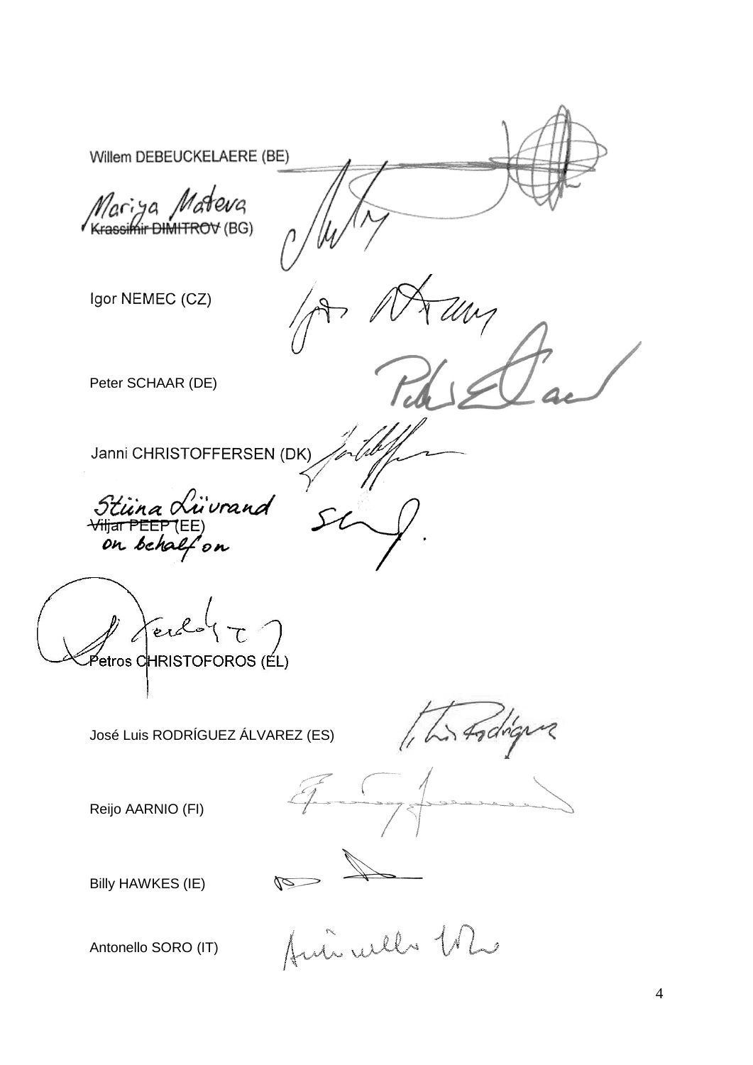Willem DEBEUCKELAERE (BE)

Mariya Mateva
~~Krassimir DIMITROV~~ (BG)

Igor NEMEC (CZ)

Peter SCHAAR (DE)

Janni CHRISTOFFERSEN (DK)

Stiina Liivrand
~~Viljar PEEP~~ (EE)
on behalf on

Petros CHRISTOFOROS (EL)

José Luis RODRÍGUEZ ÁLVAREZ (ES)

Reijo AARNIO (FI)

Billy HAWKES (IE)

Antonello SORO (IT)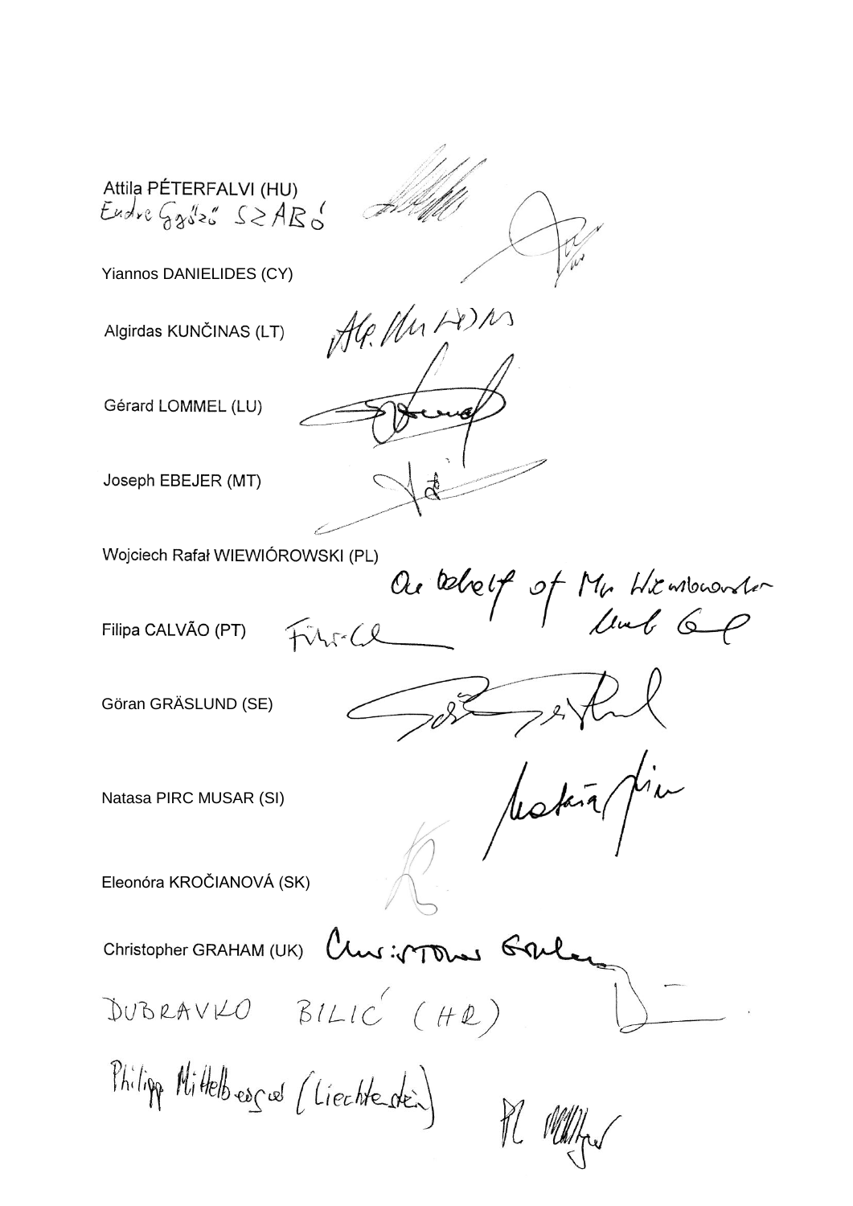Attila PÉTERFALVI (HU)

Endre Győző SZABÓ

Yiannos DANIELIDES (CY)

Algirdas KUNČINAS (LT)

Gérard LOMMEL (LU)

Joseph EBEJER (MT)

Wojciech Rafał WIEWIÓROWSKI (PL)

On behalf of Mr Wiewiórowski

Filipa CALVÃO (PT)

Göran GRÄSLUND (SE)

Natasa PIRC MUSAR (SI)

Eleonóra KROČIANOVÁ (SK)

Christopher GRAHAM (UK)

DUBRAVKO BILIĆ (HR)

Philipp Mittelberger (Liechtenstein)